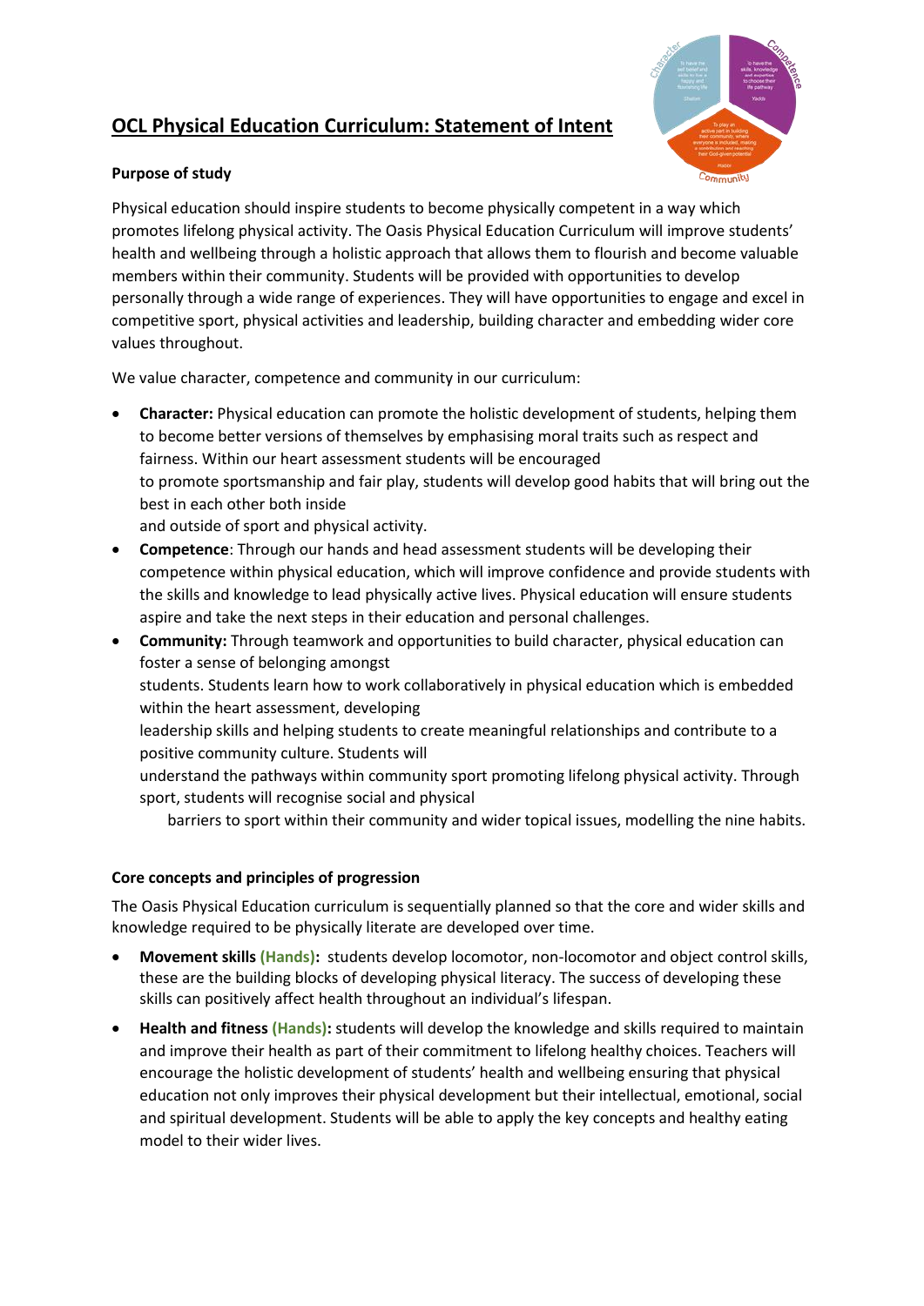# OCL Physical Education Curriculum: Statement of Intent

**Purpose of study**

Physical education should inspire students to become physically competent in a way which promotes lifelong physical activity. The Oasis Physical Education Curriculum will improve students' health and wellbeing through a holistic approach that allows them to flourish and become valuable members within their community. Students will be provided with opportunities to develop personally through a wide range of experiences. They will have opportunities to engage and excel in competitive sport, physical activities and leadership, building character and embedding wider core values throughout.

We value character, competence and community in our curriculum:

- **Character:** Physical education can promote the holistic development of students, helping them to become better versions of themselves by emphasising moral traits such as respect and fairness. Within our heart assessment students will be encouraged to promote sportsmanship and fair play, students will develop good habits that will bring out the best in each other both inside and outside of sport and physical activity.
- **Competence**: Through our hands and head assessment students will be developing their competence within physical education, which will improve confidence and provide students with the skills and knowledge to lead physically active lives. Physical education will ensure students aspire and take the next steps in their education and personal challenges.
- **Community:** Through teamwork and opportunities to build character, physical education can foster a sense of belonging amongst students. Students learn how to work collaboratively in physical education which is embedded within the heart assessment, developing leadership skills and helping students to create meaningful relationships and contribute to a positive community culture. Students will understand the pathways within community sport promoting lifelong physical activity. Through sport, students will recognise social and physical barriers to sport within their community and wider topical issues, modelling the nine habits.

**Core concepts and principles of progression**

The Oasis Physical Education curriculum is sequentially planned so that the core and wider skills and knowledge required to be physically literate are developed over time.

- **Movement skills (Hands):** students develop locomotor, non-locomotor and object control skills, these are the building blocks of developing physical literacy. The success of developing these skills can positively affect health throughout an individual's lifespan.
- **Health and fitness (Hands):** students will develop the knowledge and skills required to maintain and improve their health as part of their commitment to lifelong healthy choices. Teachers will encourage the holistic development of students' health and wellbeing ensuring that physical education not only improves their physical development but their intellectual, emotional, social and spiritual development. Students will be able to apply the key concepts and healthy eating model to their wider lives.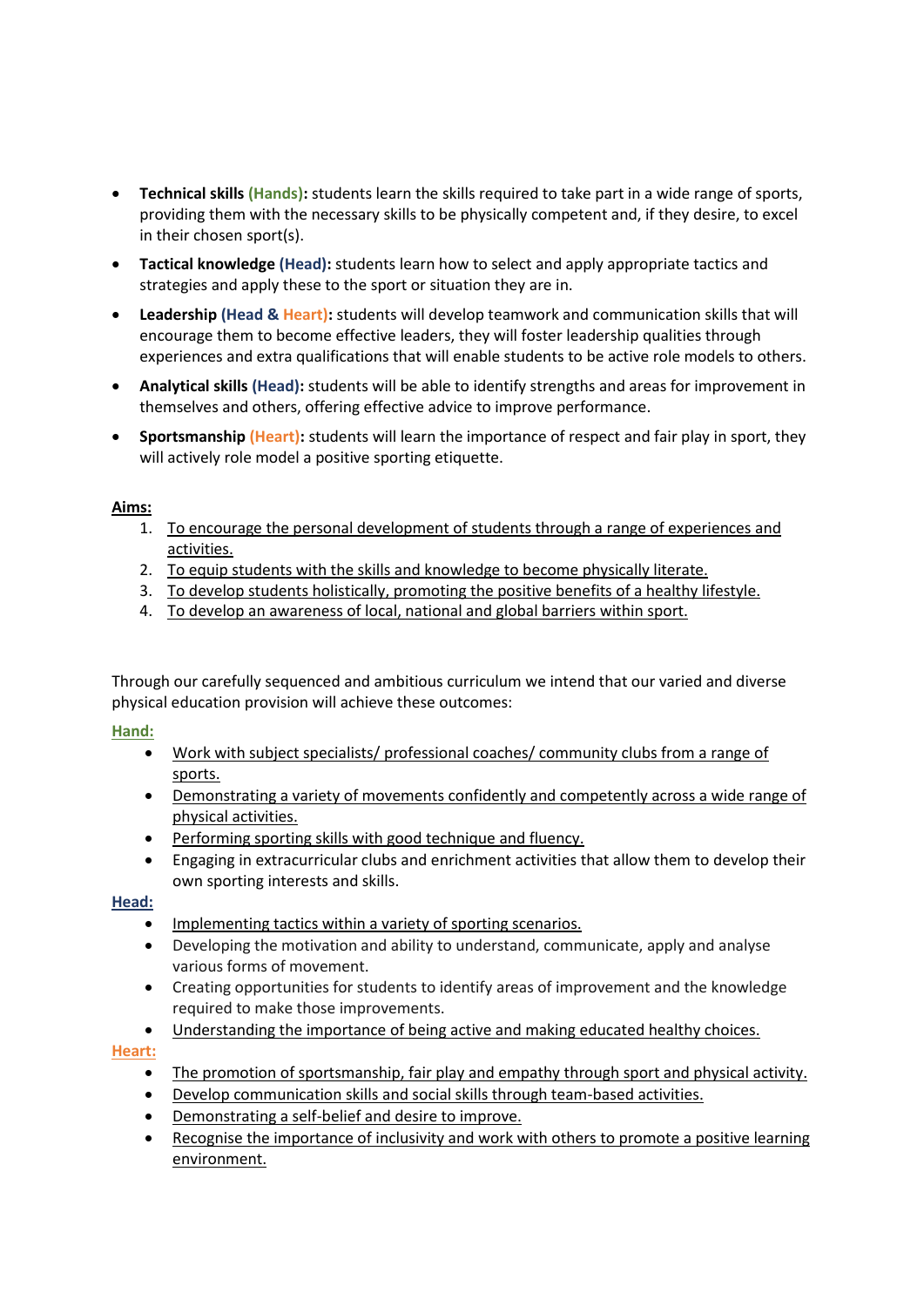- **Technical skills (Hands):** students learn the skills required to take part in a wide range of sports, providing them with the necessary skills to be physically competent and, if they desire, to excel in their chosen sport(s).
- **Tactical knowledge (Head):** students learn how to select and apply appropriate tactics and strategies and apply these to the sport or situation they are in.
- **Leadership (Head & Heart):** students will develop teamwork and communication skills that will encourage them to become effective leaders, they will foster leadership qualities through experiences and extra qualifications that will enable students to be active role models to others.
- **Analytical skills (Head):** students will be able to identify strengths and areas for improvement in themselves and others, offering effective advice to improve performance.
- **Sportsmanship (Heart):** students will learn the importance of respect and fair play in sport, they will actively role model a positive sporting etiquette.

**Aims:**

1. To encourage the personal development of students through a range of experiences and activities.
2. To equip students with the skills and knowledge to become physically literate.
3. To develop students holistically, promoting the positive benefits of a healthy lifestyle.
4. To develop an awareness of local, national and global barriers within sport.

Through our carefully sequenced and ambitious curriculum we intend that our varied and diverse physical education provision will achieve these outcomes:

**Hand:**

- Work with subject specialists/ professional coaches/ community clubs from a range of sports.
- Demonstrating a variety of movements confidently and competently across a wide range of physical activities.
- Performing sporting skills with good technique and fluency.
- Engaging in extracurricular clubs and enrichment activities that allow them to develop their own sporting interests and skills.

**Head:**

- Implementing tactics within a variety of sporting scenarios.
- Developing the motivation and ability to understand, communicate, apply and analyse various forms of movement.
- Creating opportunities for students to identify areas of improvement and the knowledge required to make those improvements.
- Understanding the importance of being active and making educated healthy choices.

**Heart:**

- The promotion of sportsmanship, fair play and empathy through sport and physical activity.
- Develop communication skills and social skills through team-based activities.
- Demonstrating a self-belief and desire to improve.
- Recognise the importance of inclusivity and work with others to promote a positive learning environment.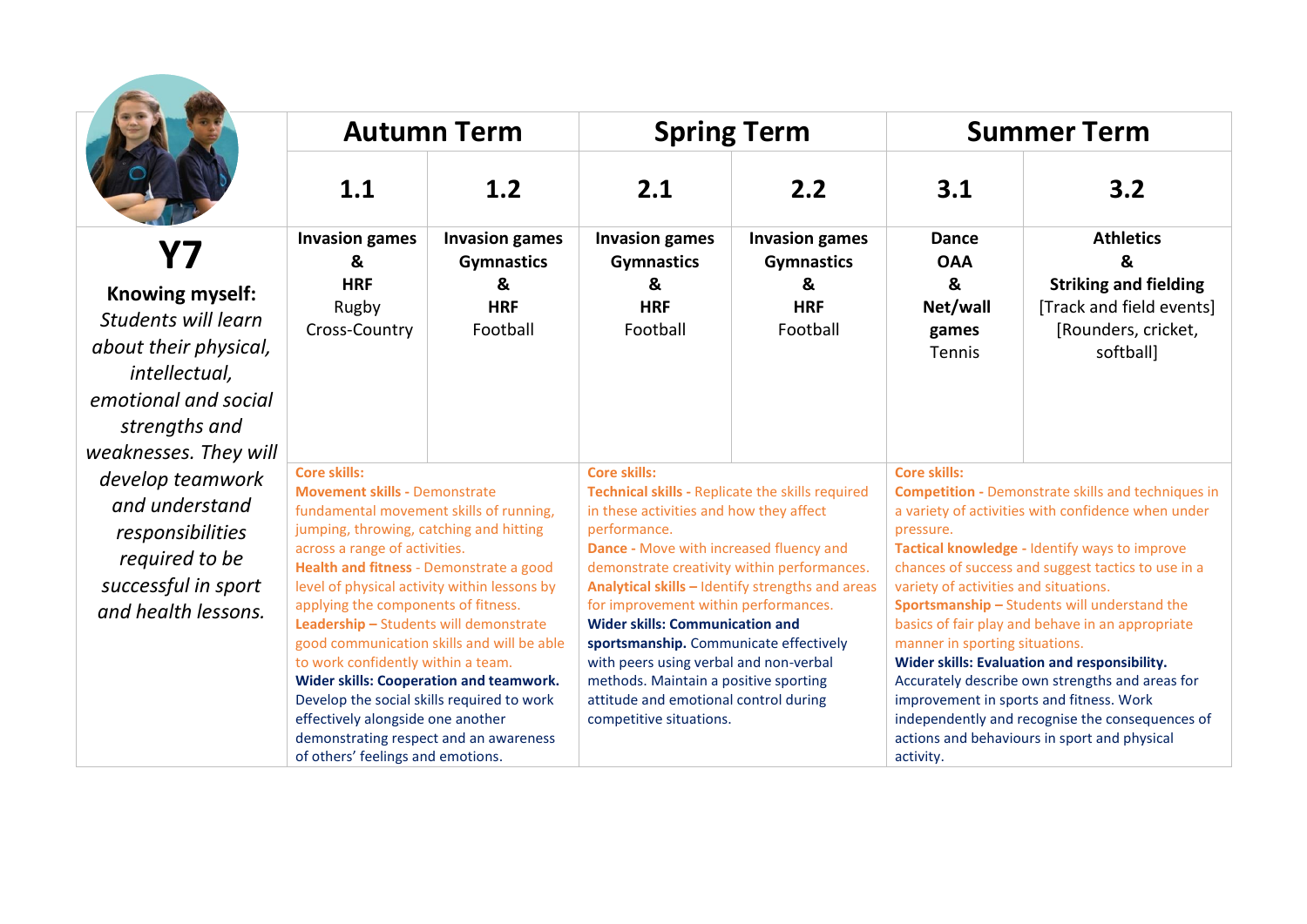| | Autumn Term | | Spring Term | | Summer Term | |
|---|---|---|---|---|---|---|
| | **1.1** | **1.2** | **2.1** | **2.2** | **3.1** | **3.2** |
| **Y7**<br>**Knowing myself:** *Students will learn about their physical, intellectual, emotional and social strengths and weaknesses. They will develop teamwork and understand responsibilities required to be successful in sport and health lessons.* | **Invasion games & HRF** Rugby Cross-Country | **Invasion games Gymnastics & HRF** Football | **Invasion games Gymnastics & HRF** Football | **Invasion games Gymnastics & HRF** Football | **Dance OAA & Net/wall games** Tennis | **Athletics & Striking and fielding** [Track and field events] [Rounders, cricket, softball] |
| | **Core skills:**<br>**Movement skills -** Demonstrate fundamental movement skills of running, jumping, throwing, catching and hitting across a range of activities.<br>**Health and fitness** - Demonstrate a good level of physical activity within lessons by applying the components of fitness.<br>**Leadership –** Students will demonstrate good communication skills and will be able to work confidently within a team.<br>**Wider skills: Cooperation and teamwork.** Develop the social skills required to work effectively alongside one another demonstrating respect and an awareness of others' feelings and emotions. | | **Core skills:**<br>**Technical skills -** Replicate the skills required in these activities and how they affect performance.<br>**Dance -** Move with increased fluency and demonstrate creativity within performances.<br>**Analytical skills –** Identify strengths and areas for improvement within performances.<br>**Wider skills: Communication and sportsmanship.** Communicate effectively with peers using verbal and non-verbal methods. Maintain a positive sporting attitude and emotional control during competitive situations. | | **Core skills:**<br>**Competition -** Demonstrate skills and techniques in a variety of activities with confidence when under pressure.<br>**Tactical knowledge -** Identify ways to improve chances of success and suggest tactics to use in a variety of activities and situations.<br>**Sportsmanship –** Students will understand the basics of fair play and behave in an appropriate manner in sporting situations.<br>**Wider skills: Evaluation and responsibility.** Accurately describe own strengths and areas for improvement in sports and fitness. Work independently and recognise the consequences of actions and behaviours in sport and physical activity. | |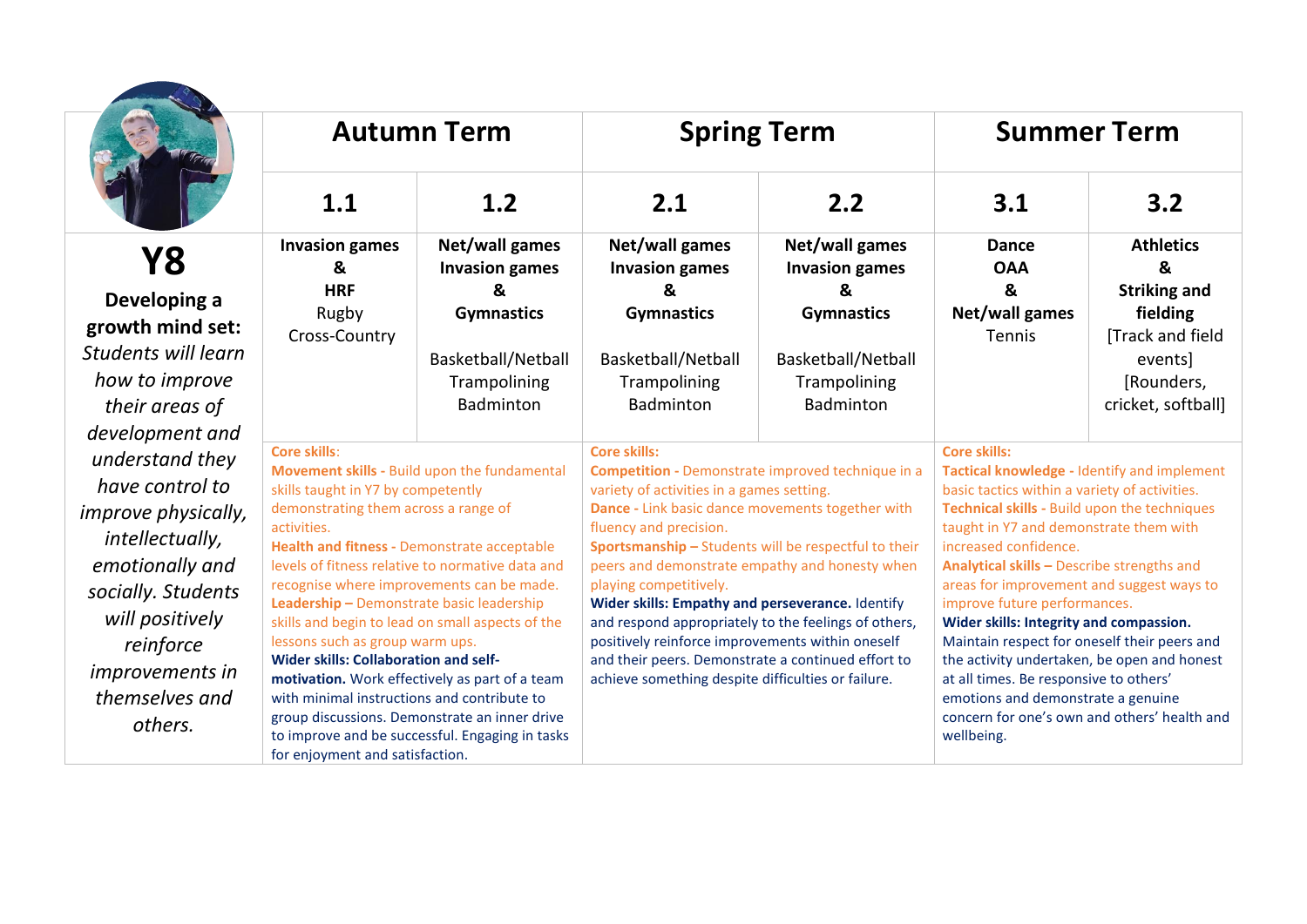| | Autumn Term | | Spring Term | | Summer Term | |
|---|---|---|---|---|---|---|
| | **1.1** | **1.2** | **2.1** | **2.2** | **3.1** | **3.2** |
| **Y8** **Developing a growth mind set:** *Students will learn how to improve their areas of development and understand they have control to improve physically, intellectually, emotionally and socially. Students will positively reinforce improvements in themselves and others.* | **Invasion games & HRF** Rugby Cross-Country | **Net/wall games Invasion games & Gymnastics** Basketball/Netball Trampolining Badminton | **Net/wall games Invasion games & Gymnastics** Basketball/Netball Trampolining Badminton | **Net/wall games Invasion games & Gymnastics** Basketball/Netball Trampolining Badminton | **Dance OAA & Net/wall games** Tennis | **Athletics & Striking and fielding** [Track and field events] [Rounders, cricket, softball] |
| | Core skills: **Movement skills -** Build upon the fundamental skills taught in Y7 by competently demonstrating them across a range of activities. **Health and fitness -** Demonstrate acceptable levels of fitness relative to normative data and recognise where improvements can be made. **Leadership –** Demonstrate basic leadership skills and begin to lead on small aspects of the lessons such as group warm ups. **Wider skills: Collaboration and self-motivation.** Work effectively as part of a team with minimal instructions and contribute to group discussions. Demonstrate an inner drive to improve and be successful. Engaging in tasks for enjoyment and satisfaction. | | **Core skills:** **Competition -** Demonstrate improved technique in a variety of activities in a games setting. **Dance -** Link basic dance movements together with fluency and precision. **Sportsmanship –** Students will be respectful to their peers and demonstrate empathy and honesty when playing competitively. **Wider skills: Empathy and perseverance.** Identify and respond appropriately to the feelings of others, positively reinforce improvements within oneself and their peers. Demonstrate a continued effort to achieve something despite difficulties or failure. | | **Core skills:** **Tactical knowledge -** Identify and implement basic tactics within a variety of activities. **Technical skills -** Build upon the techniques taught in Y7 and demonstrate them with increased confidence. **Analytical skills –** Describe strengths and areas for improvement and suggest ways to improve future performances. **Wider skills: Integrity and compassion.** Maintain respect for oneself their peers and the activity undertaken, be open and honest at all times. Be responsive to others' emotions and demonstrate a genuine concern for one's own and others' health and wellbeing. | |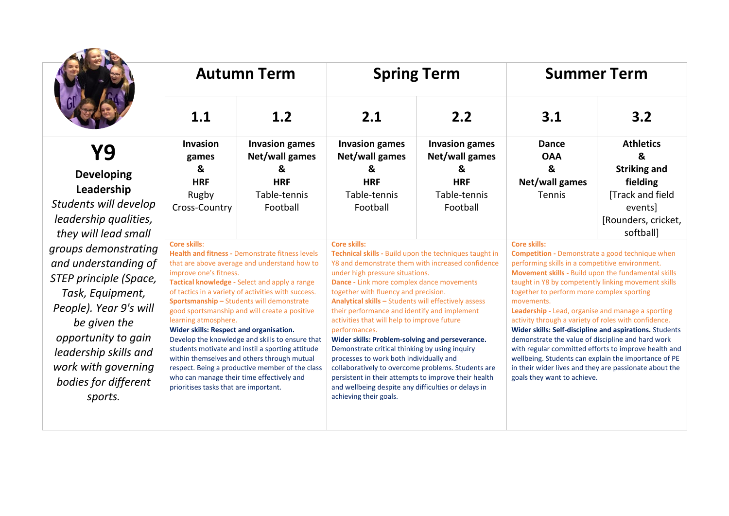| | Autumn Term | | Spring Term | | Summer Term | |
|---|---|---|---|---|---|---|
| | **1.1** | **1.2** | **2.1** | **2.2** | **3.1** | **3.2** |
| **Y9** **Developing Leadership** *Students will develop leadership qualities, they will lead small groups demonstrating and understanding of STEP principle (Space, Task, Equipment, People). Year 9's will be given the opportunity to gain leadership skills and work with governing bodies for different sports.* | **Invasion games & HRF** Rugby Cross-Country | **Invasion games Net/wall games & HRF** Table-tennis Football | **Invasion games Net/wall games & HRF** Table-tennis Football | **Invasion games Net/wall games & HRF** Table-tennis Football | **Dance OAA & Net/wall games** Tennis | **Athletics & Striking and fielding** [Track and field events] [Rounders, cricket, softball] |
| | **Core skills:** **Health and fitness -** Demonstrate fitness levels that are above average and understand how to improve one's fitness. **Tactical knowledge -** Select and apply a range of tactics in a variety of activities with success. **Sportsmanship –** Students will demonstrate good sportsmanship and will create a positive learning atmosphere. **Wider skills: Respect and organisation.** Develop the knowledge and skills to ensure that students motivate and instil a sporting attitude within themselves and others through mutual respect. Being a productive member of the class who can manage their time effectively and prioritises tasks that are important. | | **Core skills:** **Technical skills -** Build upon the techniques taught in Y8 and demonstrate them with increased confidence under high pressure situations. **Dance -** Link more complex dance movements together with fluency and precision. **Analytical skills –** Students will effectively assess their performance and identify and implement activities that will help to improve future performances. **Wider skills: Problem-solving and perseverance.** Demonstrate critical thinking by using inquiry processes to work both individually and collaboratively to overcome problems. Students are persistent in their attempts to improve their health and wellbeing despite any difficulties or delays in achieving their goals. | | **Core skills:** **Competition -** Demonstrate a good technique when performing skills in a competitive environment. **Movement skills -** Build upon the fundamental skills taught in Y8 by competently linking movement skills together to perform more complex sporting movements. **Leadership -** Lead, organise and manage a sporting activity through a variety of roles with confidence. **Wider skills: Self-discipline and aspirations.** Students demonstrate the value of discipline and hard work with regular committed efforts to improve health and wellbeing. Students can explain the importance of PE in their wider lives and they are passionate about the goals they want to achieve. | |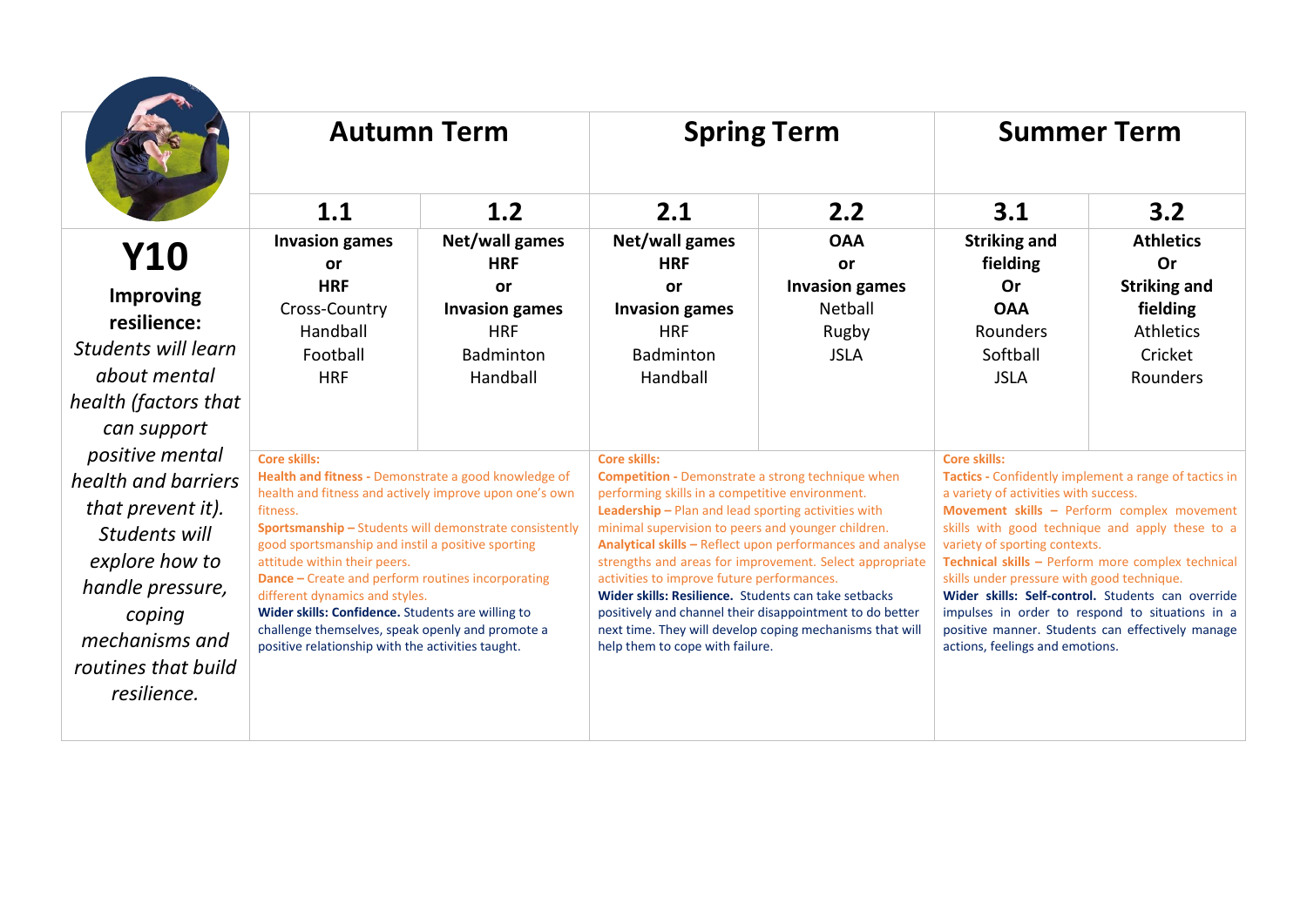| | Autumn Term | | Spring Term | | Summer Term | |
|---|---|---|---|---|---|---|
| | **1.1** | **1.2** | **2.1** | **2.2** | **3.1** | **3.2** |
| **Y10**<br>**Improving resilience:** *Students will learn about mental health (factors that can support positive mental health and barriers that prevent it). Students will explore how to handle pressure, coping mechanisms and routines that build resilience.* | **Invasion games**<br>**or**<br>**HRF**<br>Cross-Country<br>Handball<br>Football<br>HRF | **Net/wall games**<br>**HRF**<br>**or**<br>**Invasion games**<br>HRF<br>Badminton<br>Handball | **Net/wall games**<br>**HRF**<br>**or**<br>**Invasion games**<br>HRF<br>Badminton<br>Handball | **OAA**<br>**or**<br>**Invasion games**<br>Netball<br>Rugby<br>JSLA | **Striking and fielding**<br>**Or**<br>**OAA**<br>Rounders<br>Softball<br>JSLA | **Athletics**<br>**Or**<br>**Striking and fielding**<br>Athletics<br>Cricket<br>Rounders |
| | **Core skills:**<br>**Health and fitness -** Demonstrate a good knowledge of health and fitness and actively improve upon one's own fitness.<br>**Sportsmanship –** Students will demonstrate consistently good sportsmanship and instil a positive sporting attitude within their peers.<br>**Dance –** Create and perform routines incorporating different dynamics and styles.<br>**Wider skills: Confidence.** Students are willing to challenge themselves, speak openly and promote a positive relationship with the activities taught. | | **Core skills:**<br>**Competition -** Demonstrate a strong technique when performing skills in a competitive environment.<br>**Leadership –** Plan and lead sporting activities with minimal supervision to peers and younger children.<br>**Analytical skills –** Reflect upon performances and analyse strengths and areas for improvement. Select appropriate activities to improve future performances.<br>**Wider skills: Resilience.** Students can take setbacks positively and channel their disappointment to do better next time. They will develop coping mechanisms that will help them to cope with failure. | | **Core skills:**<br>**Tactics -** Confidently implement a range of tactics in a variety of activities with success.<br>**Movement skills –** Perform complex movement skills with good technique and apply these to a variety of sporting contexts.<br>**Technical skills –** Perform more complex technical skills under pressure with good technique.<br>**Wider skills: Self-control.** Students can override impulses in order to respond to situations in a positive manner. Students can effectively manage actions, feelings and emotions. | |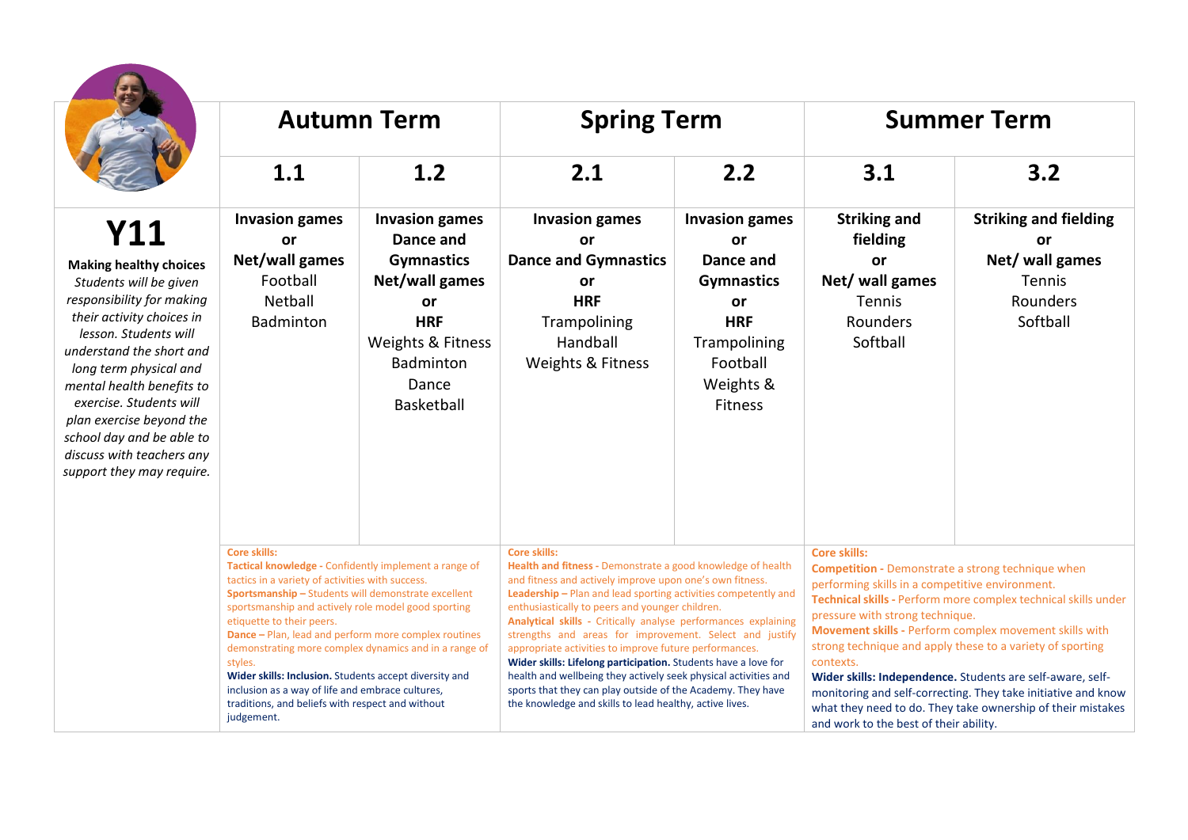| | Autumn Term | | Spring Term | | Summer Term | |
|---|---|---|---|---|---|---|
| | **1.1** | **1.2** | **2.1** | **2.2** | **3.1** | **3.2** |
| **Y11**<br>**Making healthy choices**<br>*Students will be given responsibility for making their activity choices in lesson. Students will understand the short and long term physical and mental health benefits to exercise. Students will plan exercise beyond the school day and be able to discuss with teachers any support they may require.* | **Invasion games**<br>**or**<br>**Net/wall games**<br>Football<br>Netball<br>Badminton | **Invasion games**<br>**Dance and Gymnastics**<br>**Net/wall games**<br>**or**<br>**HRF**<br>Weights & Fitness<br>Badminton<br>Dance<br>Basketball | **Invasion games**<br>**or**<br>**Dance and Gymnastics**<br>**or**<br>**HRF**<br>Trampolining<br>Handball<br>Weights & Fitness | **Invasion games**<br>**or**<br>**Dance and Gymnastics**<br>**or**<br>**HRF**<br>Trampolining<br>Football<br>Weights & Fitness | **Striking and fielding**<br>**or**<br>**Net/ wall games**<br>Tennis<br>Rounders<br>Softball | **Striking and fielding**<br>**or**<br>**Net/ wall games**<br>Tennis<br>Rounders<br>Softball |
| | **Core skills:**<br>**Tactical knowledge -** Confidently implement a range of tactics in a variety of activities with success.<br>**Sportsmanship –** Students will demonstrate excellent sportsmanship and actively role model good sporting etiquette to their peers.<br>**Dance –** Plan, lead and perform more complex routines demonstrating more complex dynamics and in a range of styles.<br>**Wider skills: Inclusion.** Students accept diversity and inclusion as a way of life and embrace cultures, traditions, and beliefs with respect and without judgement. | | **Core skills:**<br>**Health and fitness -** Demonstrate a good knowledge of health and fitness and actively improve upon one's own fitness.<br>**Leadership –** Plan and lead sporting activities competently and enthusiastically to peers and younger children.<br>**Analytical skills -** Critically analyse performances explaining strengths and areas for improvement. Select and justify appropriate activities to improve future performances.<br>**Wider skills: Lifelong participation.** Students have a love for health and wellbeing they actively seek physical activities and sports that they can play outside of the Academy. They have the knowledge and skills to lead healthy, active lives. | | **Core skills:**<br>**Competition -** Demonstrate a strong technique when performing skills in a competitive environment.<br>**Technical skills -** Perform more complex technical skills under pressure with strong technique.<br>**Movement skills -** Perform complex movement skills with strong technique and apply these to a variety of sporting contexts.<br>**Wider skills: Independence.** Students are self-aware, self-monitoring and self-correcting. They take initiative and know what they need to do. They take ownership of their mistakes and work to the best of their ability. | |